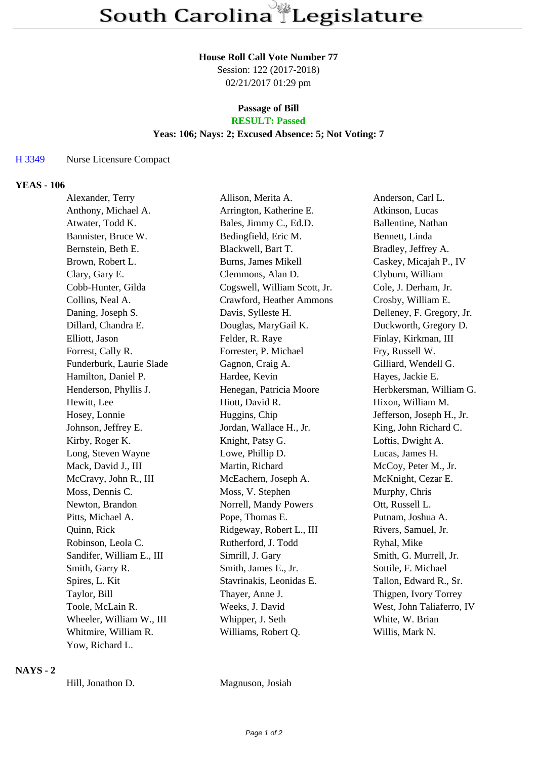# South Carolina Legislature

**House Roll Call Vote Number 77**
Session: 122 (2017-2018)
02/21/2017 01:29 pm

**Passage of Bill**
**RESULT: Passed**
**Yeas: 106; Nays: 2; Excused Absence: 5; Not Voting: 7**

H 3349 Nurse Licensure Compact

## YEAS - 106

| | | |
|---|---|---|
| Alexander, Terry | Allison, Merita A. | Anderson, Carl L. |
| Anthony, Michael A. | Arrington, Katherine E. | Atkinson, Lucas |
| Atwater, Todd K. | Bales, Jimmy C., Ed.D. | Ballentine, Nathan |
| Bannister, Bruce W. | Bedingfield, Eric M. | Bennett, Linda |
| Bernstein, Beth E. | Blackwell, Bart T. | Bradley, Jeffrey A. |
| Brown, Robert L. | Burns, James Mikell | Caskey, Micajah P., IV |
| Clary, Gary E. | Clemmons, Alan D. | Clyburn, William |
| Cobb-Hunter, Gilda | Cogswell, William Scott, Jr. | Cole, J. Derham, Jr. |
| Collins, Neal A. | Crawford, Heather Ammons | Crosby, William E. |
| Daning, Joseph S. | Davis, Sylleste H. | Delleney, F. Gregory, Jr. |
| Dillard, Chandra E. | Douglas, MaryGail K. | Duckworth, Gregory D. |
| Elliott, Jason | Felder, R. Raye | Finlay, Kirkman, III |
| Forrest, Cally R. | Forrester, P. Michael | Fry, Russell W. |
| Funderburk, Laurie Slade | Gagnon, Craig A. | Gilliard, Wendell G. |
| Hamilton, Daniel P. | Hardee, Kevin | Hayes, Jackie E. |
| Henderson, Phyllis J. | Henegan, Patricia Moore | Herbkersman, William G. |
| Hewitt, Lee | Hiott, David R. | Hixon, William M. |
| Hosey, Lonnie | Huggins, Chip | Jefferson, Joseph H., Jr. |
| Johnson, Jeffrey E. | Jordan, Wallace H., Jr. | King, John Richard C. |
| Kirby, Roger K. | Knight, Patsy G. | Loftis, Dwight A. |
| Long, Steven Wayne | Lowe, Phillip D. | Lucas, James H. |
| Mack, David J., III | Martin, Richard | McCoy, Peter M., Jr. |
| McCravy, John R., III | McEachern, Joseph A. | McKnight, Cezar E. |
| Moss, Dennis C. | Moss, V. Stephen | Murphy, Chris |
| Newton, Brandon | Norrell, Mandy Powers | Ott, Russell L. |
| Pitts, Michael A. | Pope, Thomas E. | Putnam, Joshua A. |
| Quinn, Rick | Ridgeway, Robert L., III | Rivers, Samuel, Jr. |
| Robinson, Leola C. | Rutherford, J. Todd | Ryhal, Mike |
| Sandifer, William E., III | Simrill, J. Gary | Smith, G. Murrell, Jr. |
| Smith, Garry R. | Smith, James E., Jr. | Sottile, F. Michael |
| Spires, L. Kit | Stavrinakis, Leonidas E. | Tallon, Edward R., Sr. |
| Taylor, Bill | Thayer, Anne J. | Thigpen, Ivory Torrey |
| Toole, McLain R. | Weeks, J. David | West, John Taliaferro, IV |
| Wheeler, William W., III | Whipper, J. Seth | White, W. Brian |
| Whitmire, William R. | Williams, Robert Q. | Willis, Mark N. |
| Yow, Richard L. | | |

## NAYS - 2

| | |
|---|---|
| Hill, Jonathon D. | Magnuson, Josiah |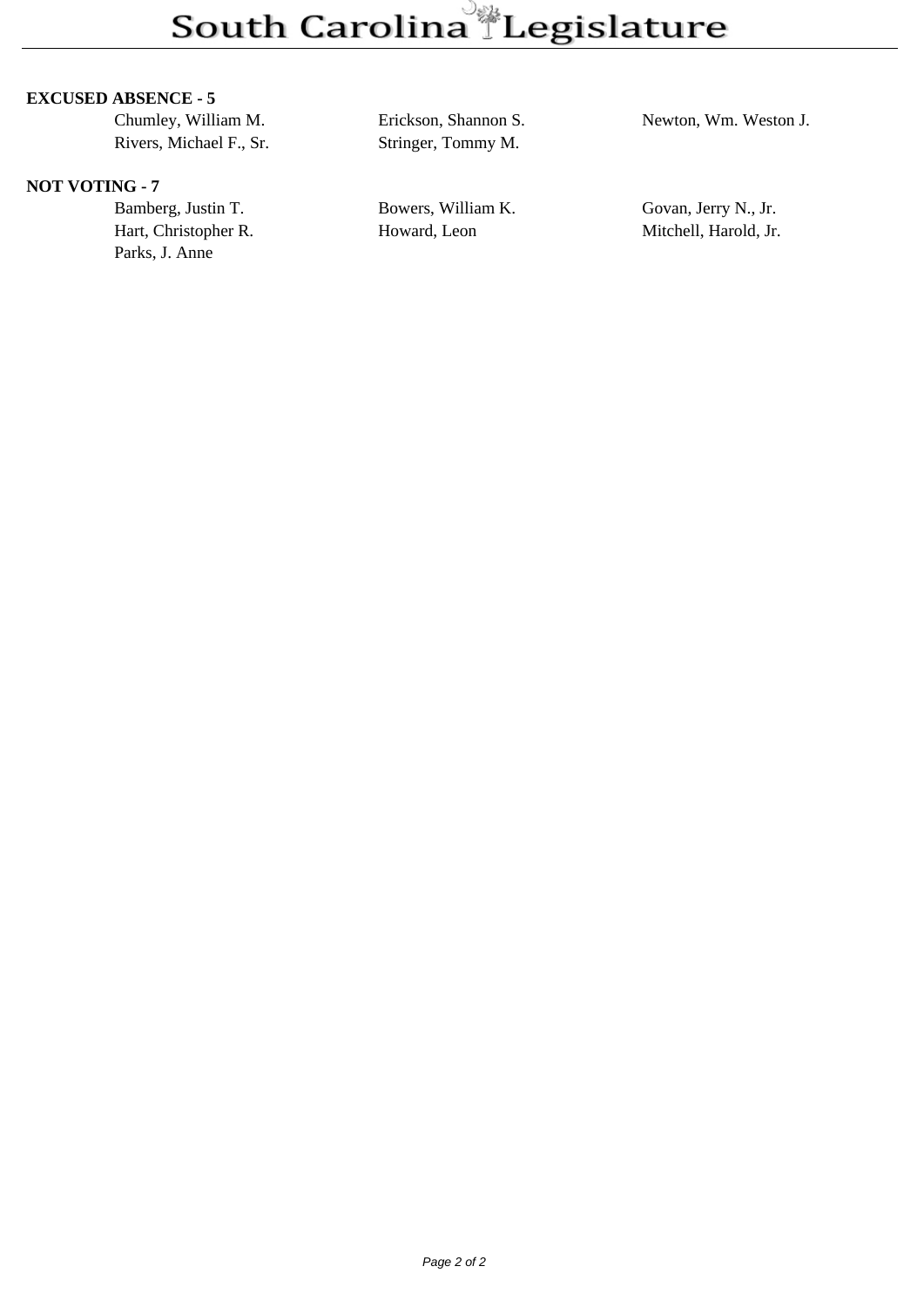**EXCUSED ABSENCE - 5**

| | | |
|---|---|---|
| Chumley, William M. | Erickson, Shannon S. | Newton, Wm. Weston J. |
| Rivers, Michael F., Sr. | Stringer, Tommy M. | |

**NOT VOTING - 7**

| | | |
|---|---|---|
| Bamberg, Justin T. | Bowers, William K. | Govan, Jerry N., Jr. |
| Hart, Christopher R. | Howard, Leon | Mitchell, Harold, Jr. |
| Parks, J. Anne | | |